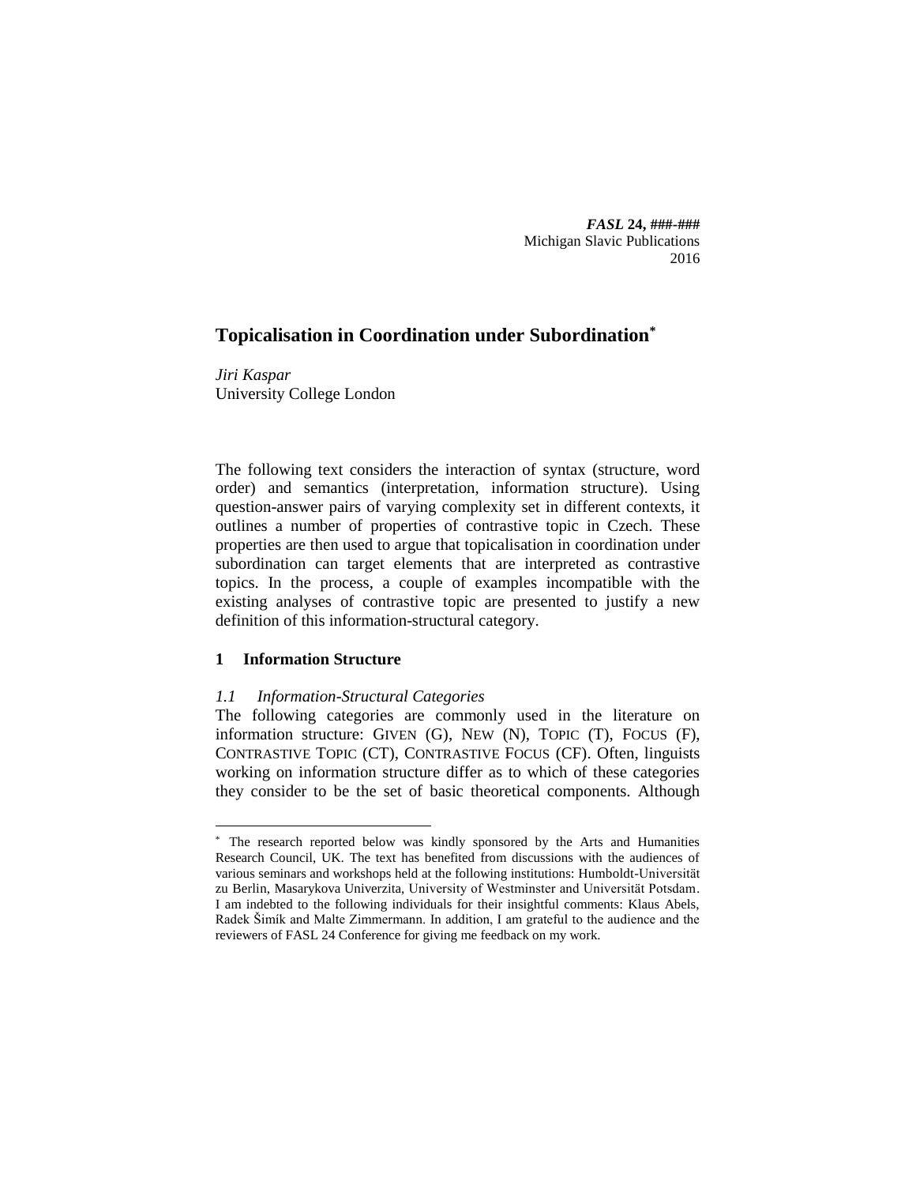# Topicalisation in Coordination under Subordination[*]

*Jiri Kaspar*
University College London

The following text considers the interaction of syntax (structure, word order) and semantics (interpretation, information structure). Using question-answer pairs of varying complexity set in different contexts, it outlines a number of properties of contrastive topic in Czech. These properties are then used to argue that topicalisation in coordination under subordination can target elements that are interpreted as contrastive topics. In the process, a couple of examples incompatible with the existing analyses of contrastive topic are presented to justify a new definition of this information-structural category.

## 1 Information Structure

### *1.1 Information-Structural Categories*

The following categories are commonly used in the literature on information structure: GIVEN (G), NEW (N), TOPIC (T), FOCUS (F), CONTRASTIVE TOPIC (CT), CONTRASTIVE FOCUS (CF). Often, linguists working on information structure differ as to which of these categories they consider to be the set of basic theoretical components. Although

[*] The research reported below was kindly sponsored by the Arts and Humanities Research Council, UK. The text has benefited from discussions with the audiences of various seminars and workshops held at the following institutions: Humboldt-Universität zu Berlin, Masarykova Univerzita, University of Westminster and Universität Potsdam. I am indebted to the following individuals for their insightful comments: Klaus Abels, Radek Šimík and Malte Zimmermann. In addition, I am grateful to the audience and the reviewers of FASL 24 Conference for giving me feedback on my work.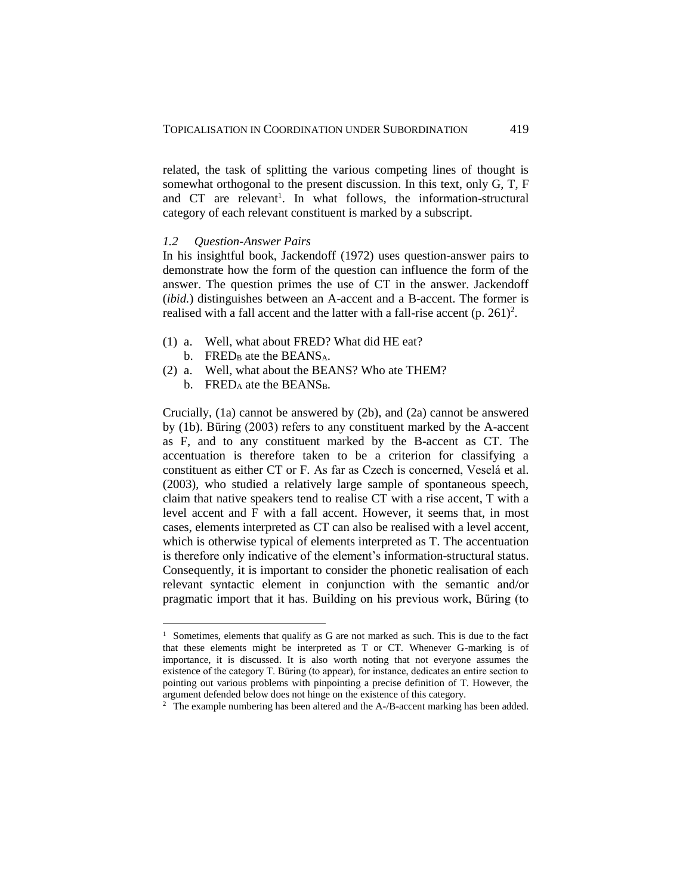related, the task of splitting the various competing lines of thought is somewhat orthogonal to the present discussion. In this text, only G, T, F and CT are relevant[1]. In what follows, the information-structural category of each relevant constituent is marked by a subscript.

### *1.2 Question-Answer Pairs*

In his insightful book, Jackendoff (1972) uses question-answer pairs to demonstrate how the form of the question can influence the form of the answer. The question primes the use of CT in the answer. Jackendoff (*ibid.*) distinguishes between an A-accent and a B-accent. The former is realised with a fall accent and the latter with a fall-rise accent (p. 261)[2].

(1) a. Well, what about FRED? What did HE eat?
    b. FRED$_B$ ate the BEANS$_A$.

(2) a. Well, what about the BEANS? Who ate THEM?
    b. FRED$_A$ ate the BEANS$_B$.

Crucially, (1a) cannot be answered by (2b), and (2a) cannot be answered by (1b). Büring (2003) refers to any constituent marked by the A-accent as F, and to any constituent marked by the B-accent as CT. The accentuation is therefore taken to be a criterion for classifying a constituent as either CT or F. As far as Czech is concerned, Veselá et al. (2003), who studied a relatively large sample of spontaneous speech, claim that native speakers tend to realise CT with a rise accent, T with a level accent and F with a fall accent. However, it seems that, in most cases, elements interpreted as CT can also be realised with a level accent, which is otherwise typical of elements interpreted as T. The accentuation is therefore only indicative of the element's information-structural status. Consequently, it is important to consider the phonetic realisation of each relevant syntactic element in conjunction with the semantic and/or pragmatic import that it has. Building on his previous work, Büring (to

---

[1] Sometimes, elements that qualify as G are not marked as such. This is due to the fact that these elements might be interpreted as T or CT. Whenever G-marking is of importance, it is discussed. It is also worth noting that not everyone assumes the existence of the category T. Büring (to appear), for instance, dedicates an entire section to pointing out various problems with pinpointing a precise definition of T. However, the argument defended below does not hinge on the existence of this category.

[2] The example numbering has been altered and the A-/B-accent marking has been added.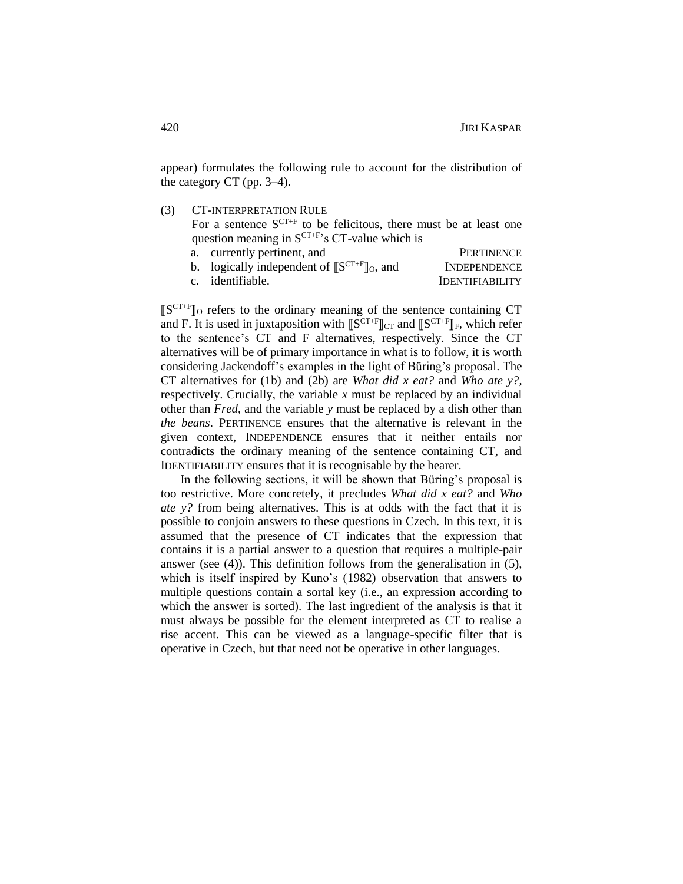appear) formulates the following rule to account for the distribution of the category CT (pp. 3–4).

(3) CT-INTERPRETATION RULE
For a sentence $S^{CT+F}$ to be felicitous, there must be at least one question meaning in $S^{CT+F}$'s CT-value which is
a. currently pertinent, and — PERTINENCE
b. logically independent of $⟦S^{CT+F}⟧_O$, and — INDEPENDENCE
c. identifiable. — IDENTIFIABILITY

$⟦S^{CT+F}⟧_O$ refers to the ordinary meaning of the sentence containing CT and F. It is used in juxtaposition with $⟦S^{CT+F}⟧_{CT}$ and $⟦S^{CT+F}⟧_F$, which refer to the sentence's CT and F alternatives, respectively. Since the CT alternatives will be of primary importance in what is to follow, it is worth considering Jackendoff's examples in the light of Büring's proposal. The CT alternatives for (1b) and (2b) are *What did x eat?* and *Who ate y?*, respectively. Crucially, the variable *x* must be replaced by an individual other than *Fred*, and the variable *y* must be replaced by a dish other than *the beans*. PERTINENCE ensures that the alternative is relevant in the given context, INDEPENDENCE ensures that it neither entails nor contradicts the ordinary meaning of the sentence containing CT, and IDENTIFIABILITY ensures that it is recognisable by the hearer.

In the following sections, it will be shown that Büring's proposal is too restrictive. More concretely, it precludes *What did x eat?* and *Who ate y?* from being alternatives. This is at odds with the fact that it is possible to conjoin answers to these questions in Czech. In this text, it is assumed that the presence of CT indicates that the expression that contains it is a partial answer to a question that requires a multiple-pair answer (see (4)). This definition follows from the generalisation in (5), which is itself inspired by Kuno's (1982) observation that answers to multiple questions contain a sortal key (i.e., an expression according to which the answer is sorted). The last ingredient of the analysis is that it must always be possible for the element interpreted as CT to realise a rise accent. This can be viewed as a language-specific filter that is operative in Czech, but that need not be operative in other languages.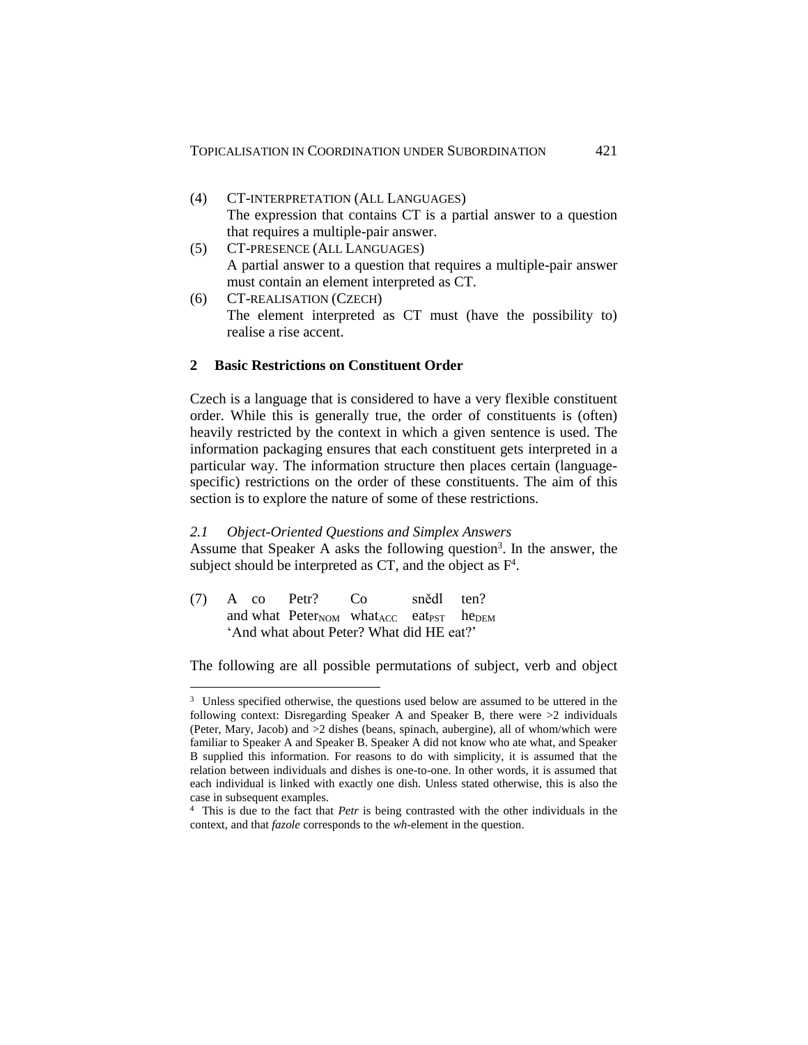(4) CT-INTERPRETATION (ALL LANGUAGES)
The expression that contains CT is a partial answer to a question that requires a multiple-pair answer.

(5) CT-PRESENCE (ALL LANGUAGES)
A partial answer to a question that requires a multiple-pair answer must contain an element interpreted as CT.

(6) CT-REALISATION (CZECH)
The element interpreted as CT must (have the possibility to) realise a rise accent.

## 2 Basic Restrictions on Constituent Order

Czech is a language that is considered to have a very flexible constituent order. While this is generally true, the order of constituents is (often) heavily restricted by the context in which a given sentence is used. The information packaging ensures that each constituent gets interpreted in a particular way. The information structure then places certain (language-specific) restrictions on the order of these constituents. The aim of this section is to explore the nature of some of these restrictions.

### *2.1 Object-Oriented Questions and Simplex Answers*

Assume that Speaker A asks the following question[3]. In the answer, the subject should be interpreted as CT, and the object as F[4].

(7) A co Petr? Co snědl ten?
and what $\text{Peter}_{\text{NOM}}$ $\text{what}_{\text{ACC}}$ $\text{eat}_{\text{PST}}$ $\text{he}_{\text{DEM}}$
'And what about Peter? What did HE eat?'

The following are all possible permutations of subject, verb and object

---

[3] Unless specified otherwise, the questions used below are assumed to be uttered in the following context: Disregarding Speaker A and Speaker B, there were >2 individuals (Peter, Mary, Jacob) and >2 dishes (beans, spinach, aubergine), all of whom/which were familiar to Speaker A and Speaker B. Speaker A did not know who ate what, and Speaker B supplied this information. For reasons to do with simplicity, it is assumed that the relation between individuals and dishes is one-to-one. In other words, it is assumed that each individual is linked with exactly one dish. Unless stated otherwise, this is also the case in subsequent examples.

[4] This is due to the fact that *Petr* is being contrasted with the other individuals in the context, and that *fazole* corresponds to the *wh*-element in the question.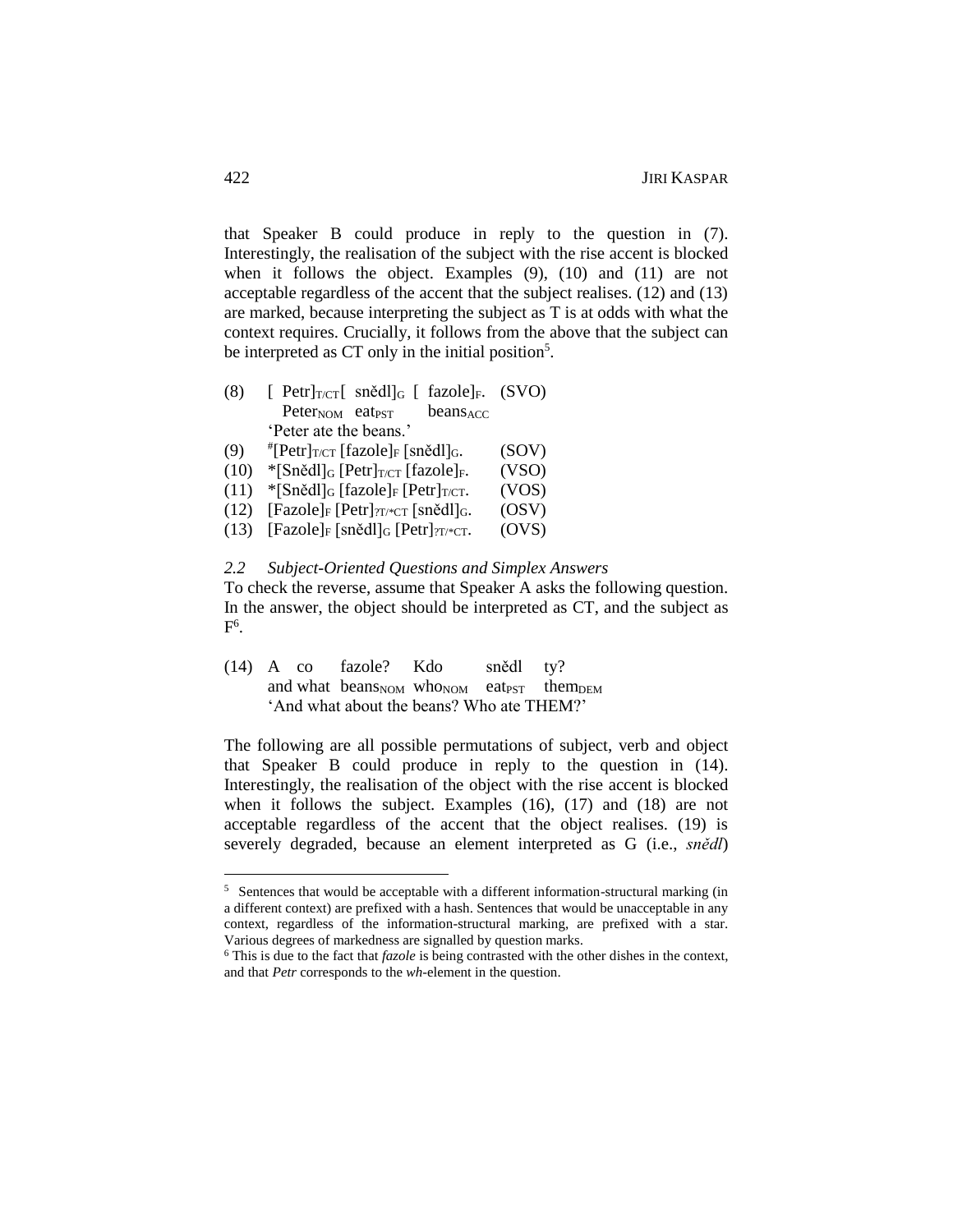that Speaker B could produce in reply to the question in (7). Interestingly, the realisation of the subject with the rise accent is blocked when it follows the object. Examples (9), (10) and (11) are not acceptable regardless of the accent that the subject realises. (12) and (13) are marked, because interpreting the subject as T is at odds with what the context requires. Crucially, it follows from the above that the subject can be interpreted as CT only in the initial position[5].

(8) [ Petr]$_{T/CT}$ [ snědl]$_{G}$ [ fazole]$_{F}$. (SVO)
    Peter$_{NOM}$ eat$_{PST}$ beans$_{ACC}$
    'Peter ate the beans.'

(9) #[Petr]$_{T/CT}$ [fazole]$_{F}$ [snědl]$_{G}$. (SOV)

(10) *[Snědl]$_{G}$ [Petr]$_{T/CT}$ [fazole]$_{F}$. (VSO)

(11) *[Snědl]$_{G}$ [fazole]$_{F}$ [Petr]$_{T/CT}$. (VOS)

(12) [Fazole]$_{F}$ [Petr]$_{?T/*CT}$ [snědl]$_{G}$. (OSV)

(13) [Fazole]$_{F}$ [snědl]$_{G}$ [Petr]$_{?T/*CT}$. (OVS)

### 2.2 Subject-Oriented Questions and Simplex Answers

To check the reverse, assume that Speaker A asks the following question. In the answer, the object should be interpreted as CT, and the subject as F[6].

(14) A co fazole? Kdo snědl ty?
     and what beans$_{NOM}$ who$_{NOM}$ eat$_{PST}$ them$_{DEM}$
     'And what about the beans? Who ate THEM?'

The following are all possible permutations of subject, verb and object that Speaker B could produce in reply to the question in (14). Interestingly, the realisation of the object with the rise accent is blocked when it follows the subject. Examples (16), (17) and (18) are not acceptable regardless of the accent that the object realises. (19) is severely degraded, because an element interpreted as G (i.e., *snědl*)

---

[5] Sentences that would be acceptable with a different information-structural marking (in a different context) are prefixed with a hash. Sentences that would be unacceptable in any context, regardless of the information-structural marking, are prefixed with a star. Various degrees of markedness are signalled by question marks.

[6] This is due to the fact that *fazole* is being contrasted with the other dishes in the context, and that *Petr* corresponds to the *wh*-element in the question.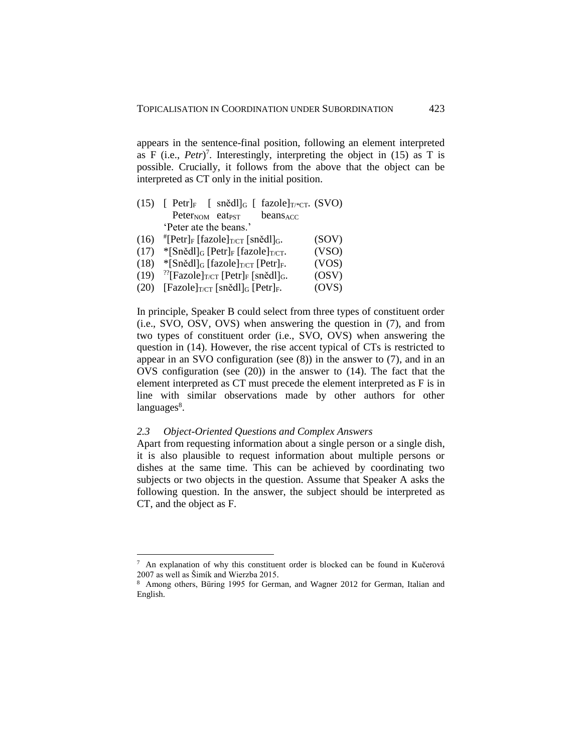appears in the sentence-final position, following an element interpreted as F (i.e., *Petr*)[7]. Interestingly, interpreting the object in (15) as T is possible. Crucially, it follows from the above that the object can be interpreted as CT only in the initial position.

(15) [ Petr]$_{F}$ [ snědl]$_{G}$ [ fazole]$_{T/*CT}$. (SVO)
  Peter$_{NOM}$ eat$_{PST}$ beans$_{ACC}$
  'Peter ate the beans.'

(16) #[Petr]$_{F}$ [fazole]$_{T/CT}$ [snědl]$_{G}$. (SOV)

(17) *[Snědl]$_{G}$ [Petr]$_{F}$ [fazole]$_{T/CT}$. (VSO)

(18) *[Snědl]$_{G}$ [fazole]$_{T/CT}$ [Petr]$_{F}$. (VOS)

(19) ??[Fazole]$_{T/CT}$ [Petr]$_{F}$ [snědl]$_{G}$. (OSV)

(20) [Fazole]$_{T/CT}$ [snědl]$_{G}$ [Petr]$_{F}$. (OVS)

In principle, Speaker B could select from three types of constituent order (i.e., SVO, OSV, OVS) when answering the question in (7), and from two types of constituent order (i.e., SVO, OVS) when answering the question in (14). However, the rise accent typical of CTs is restricted to appear in an SVO configuration (see (8)) in the answer to (7), and in an OVS configuration (see (20)) in the answer to (14). The fact that the element interpreted as CT must precede the element interpreted as F is in line with similar observations made by other authors for other languages[8].

### 2.3 Object-Oriented Questions and Complex Answers

Apart from requesting information about a single person or a single dish, it is also plausible to request information about multiple persons or dishes at the same time. This can be achieved by coordinating two subjects or two objects in the question. Assume that Speaker A asks the following question. In the answer, the subject should be interpreted as CT, and the object as F.

---

[7] An explanation of why this constituent order is blocked can be found in Kučerová 2007 as well as Šimík and Wierzba 2015.

[8] Among others, Büring 1995 for German, and Wagner 2012 for German, Italian and English.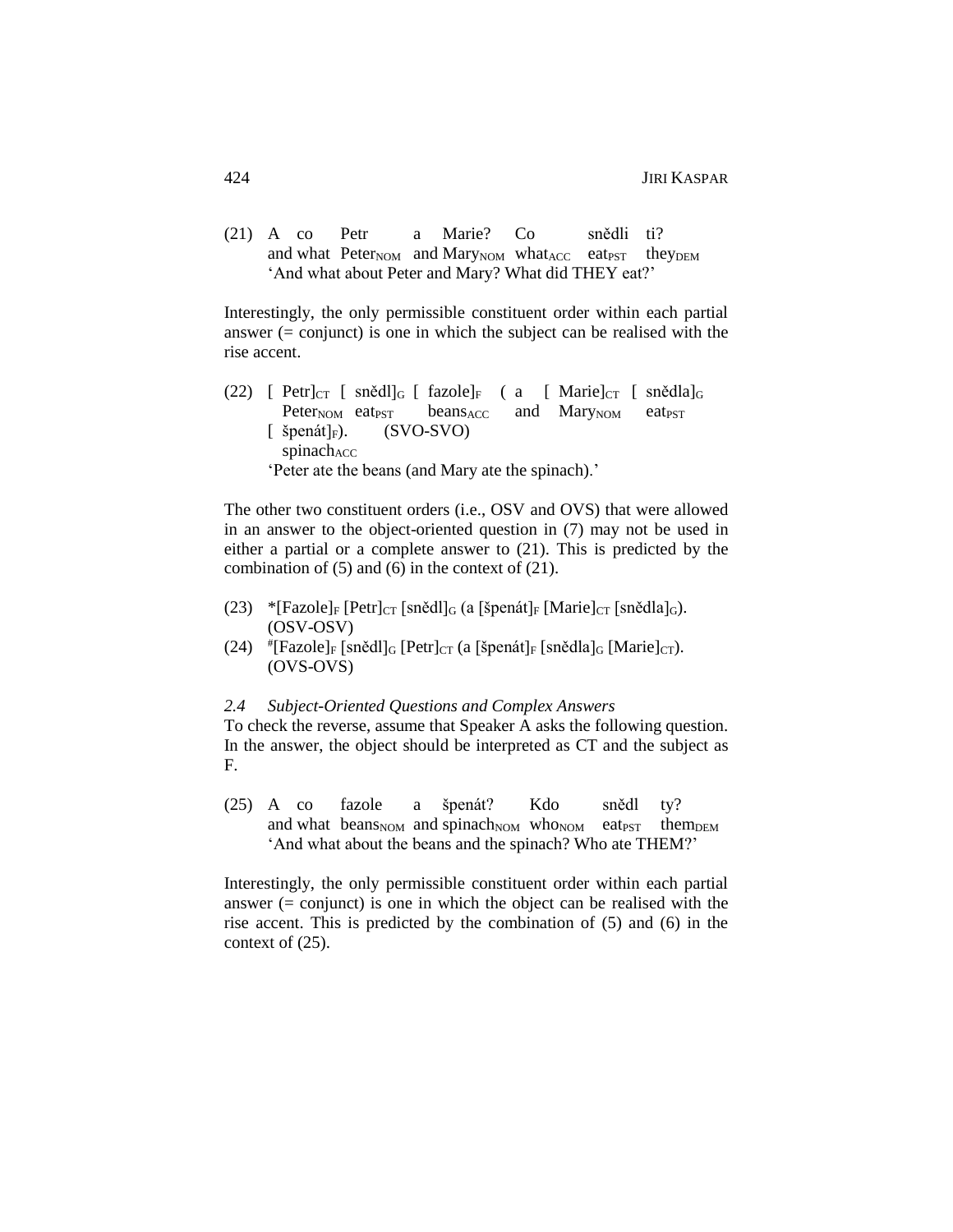(21) A co Petr a Marie? Co snědli ti?
and what $\text{Peter}_{\text{NOM}}$ and $\text{Mary}_{\text{NOM}}$ $\text{what}_{\text{ACC}}$ $\text{eat}_{\text{PST}}$ $\text{they}_{\text{DEM}}$
'And what about Peter and Mary? What did THEY eat?'

Interestingly, the only permissible constituent order within each partial answer (= conjunct) is one in which the subject can be realised with the rise accent.

(22) [ Petr]$_{\text{CT}}$ [ snědl]$_{\text{G}}$ [ fazole]$_{\text{F}}$ ( a [ Marie]$_{\text{CT}}$ [ snědla]$_{\text{G}}$
$\text{Peter}_{\text{NOM}}$ $\text{eat}_{\text{PST}}$ $\text{beans}_{\text{ACC}}$ and $\text{Mary}_{\text{NOM}}$ $\text{eat}_{\text{PST}}$
[ špenát]$_{\text{F}}$). (SVO-SVO)
$\text{spinach}_{\text{ACC}}$
'Peter ate the beans (and Mary ate the spinach).'

The other two constituent orders (i.e., OSV and OVS) that were allowed in an answer to the object-oriented question in (7) may not be used in either a partial or a complete answer to (21). This is predicted by the combination of (5) and (6) in the context of (21).

(23) *[Fazole]$_{\text{F}}$ [Petr]$_{\text{CT}}$ [snědl]$_{\text{G}}$ (a [špenát]$_{\text{F}}$ [Marie]$_{\text{CT}}$ [snědla]$_{\text{G}}$). (OSV-OSV)

(24) #[Fazole]$_{\text{F}}$ [snědl]$_{\text{G}}$ [Petr]$_{\text{CT}}$ (a [špenát]$_{\text{F}}$ [snědla]$_{\text{G}}$ [Marie]$_{\text{CT}}$). (OVS-OVS)

### *2.4 Subject-Oriented Questions and Complex Answers*

To check the reverse, assume that Speaker A asks the following question. In the answer, the object should be interpreted as CT and the subject as F.

(25) A co fazole a špenát? Kdo snědl ty?
and what $\text{beans}_{\text{NOM}}$ and $\text{spinach}_{\text{NOM}}$ $\text{who}_{\text{NOM}}$ $\text{eat}_{\text{PST}}$ $\text{them}_{\text{DEM}}$
'And what about the beans and the spinach? Who ate THEM?'

Interestingly, the only permissible constituent order within each partial answer (= conjunct) is one in which the object can be realised with the rise accent. This is predicted by the combination of (5) and (6) in the context of (25).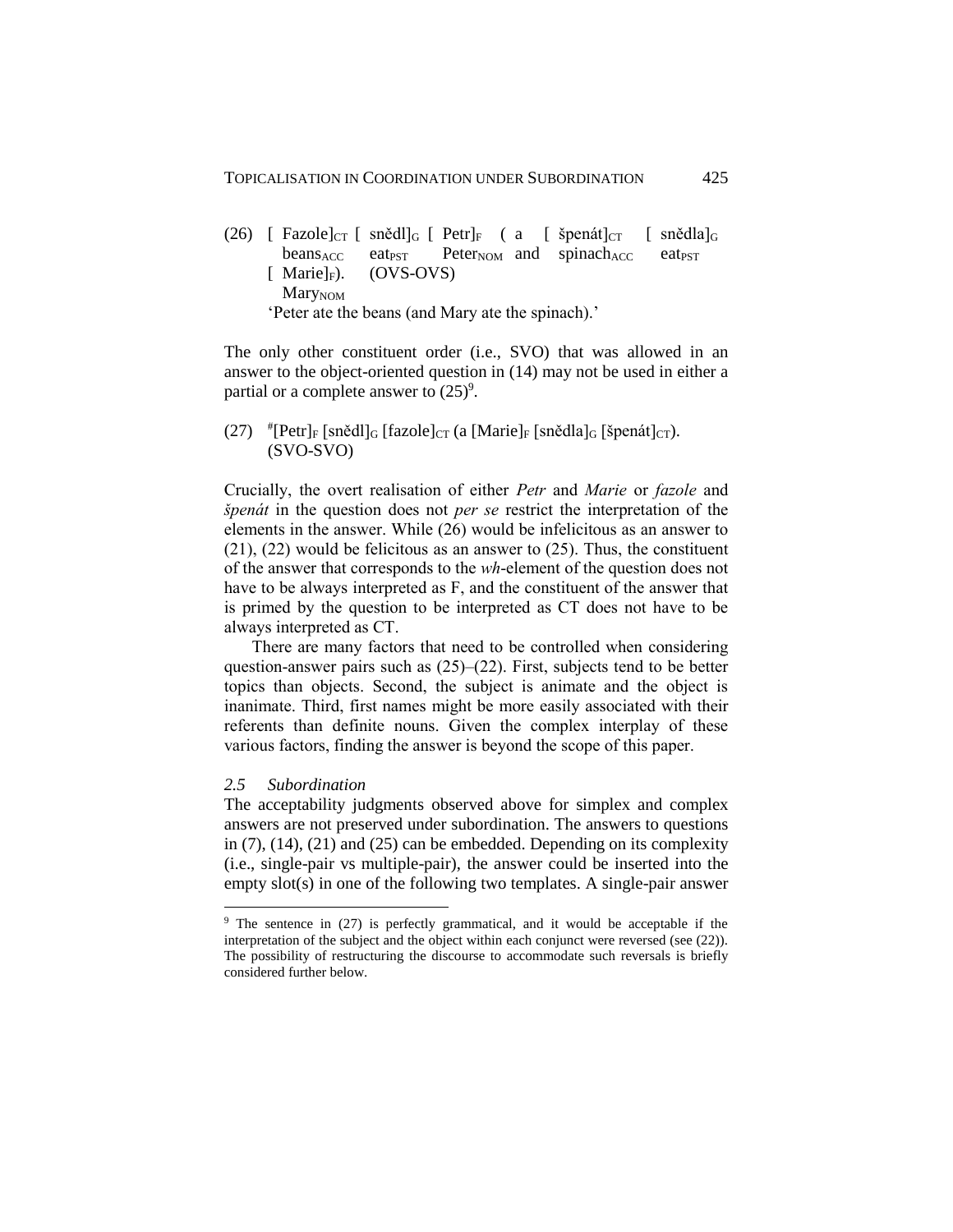(26) [ Fazole]$_{CT}$ [ snědl]$_{G}$ [ Petr]$_{F}$ ( a [ špenát]$_{CT}$ [ snědla]$_{G}$
beans$_{ACC}$ eat$_{PST}$ Peter$_{NOM}$ and spinach$_{ACC}$ eat$_{PST}$
[ Marie]$_{F}$). (OVS-OVS)
Mary$_{NOM}$
'Peter ate the beans (and Mary ate the spinach).'

The only other constituent order (i.e., SVO) that was allowed in an answer to the object-oriented question in (14) may not be used in either a partial or a complete answer to (25)[9].

(27) #[Petr]$_{F}$ [snědl]$_{G}$ [fazole]$_{CT}$ (a [Marie]$_{F}$ [snědla]$_{G}$ [špenát]$_{CT}$).
(SVO-SVO)

Crucially, the overt realisation of either *Petr* and *Marie* or *fazole* and *špenát* in the question does not *per se* restrict the interpretation of the elements in the answer. While (26) would be infelicitous as an answer to (21), (22) would be felicitous as an answer to (25). Thus, the constituent of the answer that corresponds to the *wh*-element of the question does not have to be always interpreted as F, and the constituent of the answer that is primed by the question to be interpreted as CT does not have to be always interpreted as CT.

There are many factors that need to be controlled when considering question-answer pairs such as (25)–(22). First, subjects tend to be better topics than objects. Second, the subject is animate and the object is inanimate. Third, first names might be more easily associated with their referents than definite nouns. Given the complex interplay of these various factors, finding the answer is beyond the scope of this paper.

### *2.5 Subordination*

The acceptability judgments observed above for simplex and complex answers are not preserved under subordination. The answers to questions in (7), (14), (21) and (25) can be embedded. Depending on its complexity (i.e., single-pair vs multiple-pair), the answer could be inserted into the empty slot(s) in one of the following two templates. A single-pair answer

[9] The sentence in (27) is perfectly grammatical, and it would be acceptable if the interpretation of the subject and the object within each conjunct were reversed (see (22)). The possibility of restructuring the discourse to accommodate such reversals is briefly considered further below.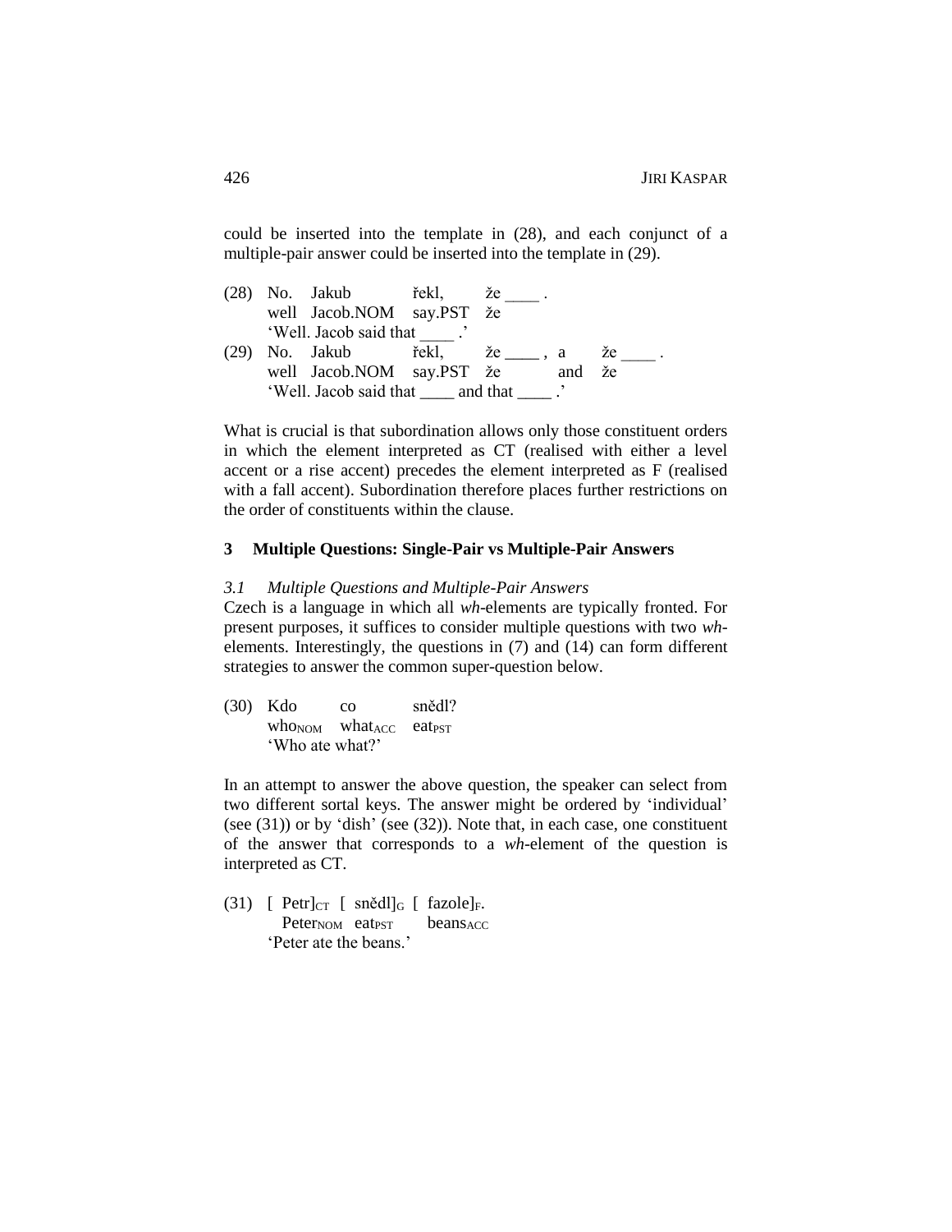could be inserted into the template in (28), and each conjunct of a multiple-pair answer could be inserted into the template in (29).

(28) No. Jakub řekl, že ____ .
well Jacob.NOM say.PST že
'Well. Jacob said that ____ .'

(29) No. Jakub řekl, že ____ , a že ____ .
well Jacob.NOM say.PST že and že
'Well. Jacob said that ____ and that ____ .'

What is crucial is that subordination allows only those constituent orders in which the element interpreted as CT (realised with either a level accent or a rise accent) precedes the element interpreted as F (realised with a fall accent). Subordination therefore places further restrictions on the order of constituents within the clause.

## 3 Multiple Questions: Single-Pair vs Multiple-Pair Answers

### *3.1 Multiple Questions and Multiple-Pair Answers*

Czech is a language in which all *wh*-elements are typically fronted. For present purposes, it suffices to consider multiple questions with two *wh*-elements. Interestingly, the questions in (7) and (14) can form different strategies to answer the common super-question below.

(30) Kdo co snědl?
$\text{who}_{\text{NOM}}$ $\text{what}_{\text{ACC}}$ $\text{eat}_{\text{PST}}$
'Who ate what?'

In an attempt to answer the above question, the speaker can select from two different sortal keys. The answer might be ordered by 'individual' (see (31)) or by 'dish' (see (32)). Note that, in each case, one constituent of the answer that corresponds to a *wh*-element of the question is interpreted as CT.

(31) [ Petr]$_{\text{CT}}$ [ snědl]$_{\text{G}}$ [ fazole]$_{\text{F}}$.
$\text{Peter}_{\text{NOM}}$ $\text{eat}_{\text{PST}}$ $\text{beans}_{\text{ACC}}$
'Peter ate the beans.'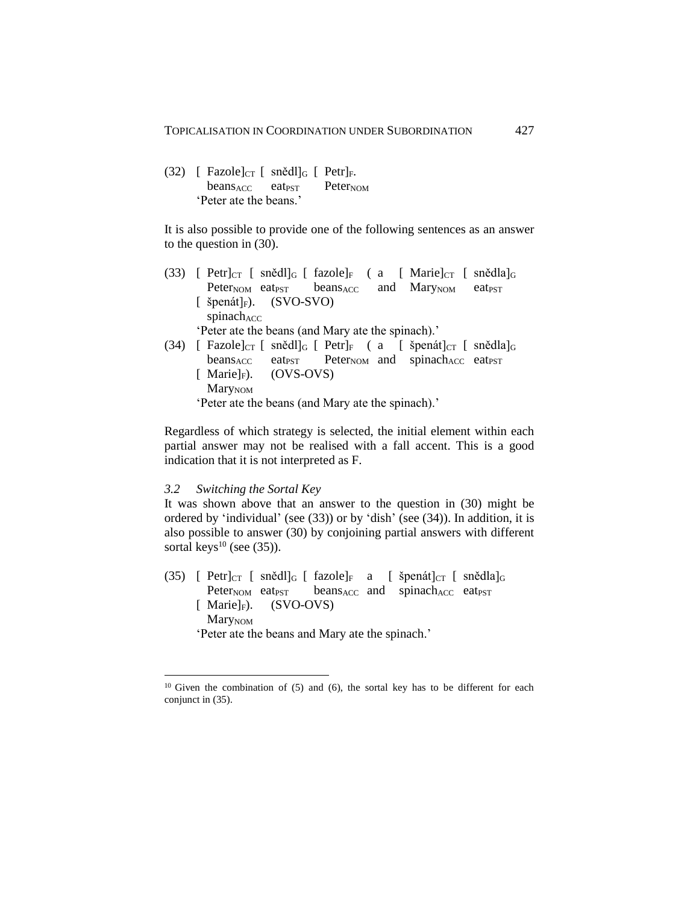(32) [ Fazole]$_{CT}$ [ snědl]$_{G}$ [ Petr]$_{F}$.
     beans$_{ACC}$ eat$_{PST}$ Peter$_{NOM}$
     'Peter ate the beans.'

It is also possible to provide one of the following sentences as an answer to the question in (30).

(33) [ Petr]$_{CT}$ [ snědl]$_{G}$ [ fazole]$_{F}$ ( a [ Marie]$_{CT}$ [ snědla]$_{G}$
     Peter$_{NOM}$ eat$_{PST}$ beans$_{ACC}$ and Mary$_{NOM}$ eat$_{PST}$
     [ špenát]$_{F}$). (SVO-SVO)
     spinach$_{ACC}$
     'Peter ate the beans (and Mary ate the spinach).'

(34) [ Fazole]$_{CT}$ [ snědl]$_{G}$ [ Petr]$_{F}$ ( a [ špenát]$_{CT}$ [ snědla]$_{G}$
     beans$_{ACC}$ eat$_{PST}$ Peter$_{NOM}$ and spinach$_{ACC}$ eat$_{PST}$
     [ Marie]$_{F}$). (OVS-OVS)
     Mary$_{NOM}$
     'Peter ate the beans (and Mary ate the spinach).'

Regardless of which strategy is selected, the initial element within each partial answer may not be realised with a fall accent. This is a good indication that it is not interpreted as F.

### *3.2 Switching the Sortal Key*

It was shown above that an answer to the question in (30) might be ordered by 'individual' (see (33)) or by 'dish' (see (34)). In addition, it is also possible to answer (30) by conjoining partial answers with different sortal keys[10] (see (35)).

(35) [ Petr]$_{CT}$ [ snědl]$_{G}$ [ fazole]$_{F}$ a [ špenát]$_{CT}$ [ snědla]$_{G}$
     Peter$_{NOM}$ eat$_{PST}$ beans$_{ACC}$ and spinach$_{ACC}$ eat$_{PST}$
     [ Marie]$_{F}$). (SVO-OVS)
     Mary$_{NOM}$
     'Peter ate the beans and Mary ate the spinach.'

---

[10] Given the combination of (5) and (6), the sortal key has to be different for each conjunct in (35).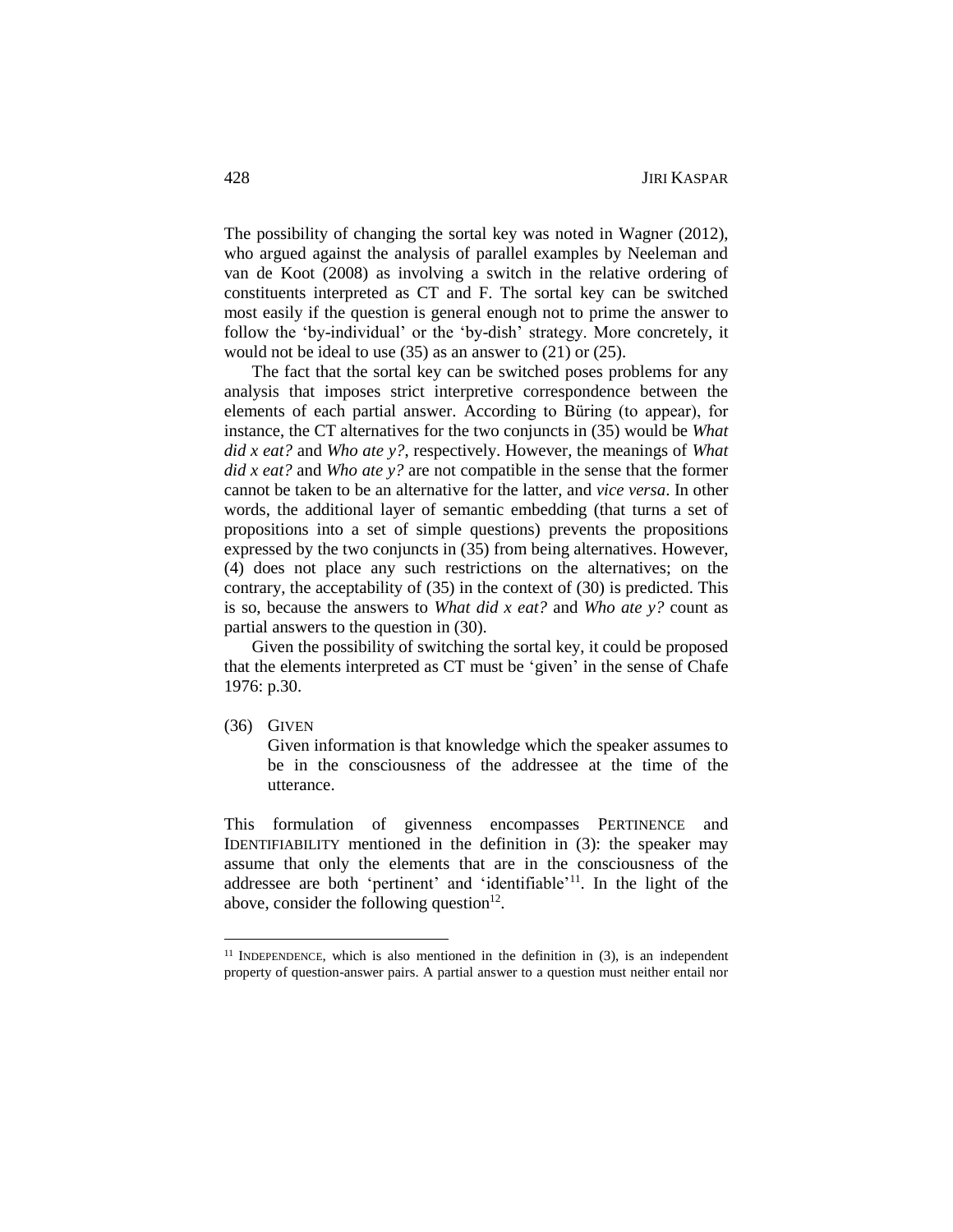The possibility of changing the sortal key was noted in Wagner (2012), who argued against the analysis of parallel examples by Neeleman and van de Koot (2008) as involving a switch in the relative ordering of constituents interpreted as CT and F. The sortal key can be switched most easily if the question is general enough not to prime the answer to follow the 'by-individual' or the 'by-dish' strategy. More concretely, it would not be ideal to use (35) as an answer to (21) or (25).

The fact that the sortal key can be switched poses problems for any analysis that imposes strict interpretive correspondence between the elements of each partial answer. According to Büring (to appear), for instance, the CT alternatives for the two conjuncts in (35) would be *What did x eat?* and *Who ate y?*, respectively. However, the meanings of *What did x eat?* and *Who ate y?* are not compatible in the sense that the former cannot be taken to be an alternative for the latter, and *vice versa*. In other words, the additional layer of semantic embedding (that turns a set of propositions into a set of simple questions) prevents the propositions expressed by the two conjuncts in (35) from being alternatives. However, (4) does not place any such restrictions on the alternatives; on the contrary, the acceptability of (35) in the context of (30) is predicted. This is so, because the answers to *What did x eat?* and *Who ate y?* count as partial answers to the question in (30).

Given the possibility of switching the sortal key, it could be proposed that the elements interpreted as CT must be 'given' in the sense of Chafe 1976: p.30.

(36) GIVEN
Given information is that knowledge which the speaker assumes to be in the consciousness of the addressee at the time of the utterance.

This formulation of givenness encompasses PERTINENCE and IDENTIFIABILITY mentioned in the definition in (3): the speaker may assume that only the elements that are in the consciousness of the addressee are both 'pertinent' and 'identifiable'[11]. In the light of the above, consider the following question[12].

[11] INDEPENDENCE, which is also mentioned in the definition in (3), is an independent property of question-answer pairs. A partial answer to a question must neither entail nor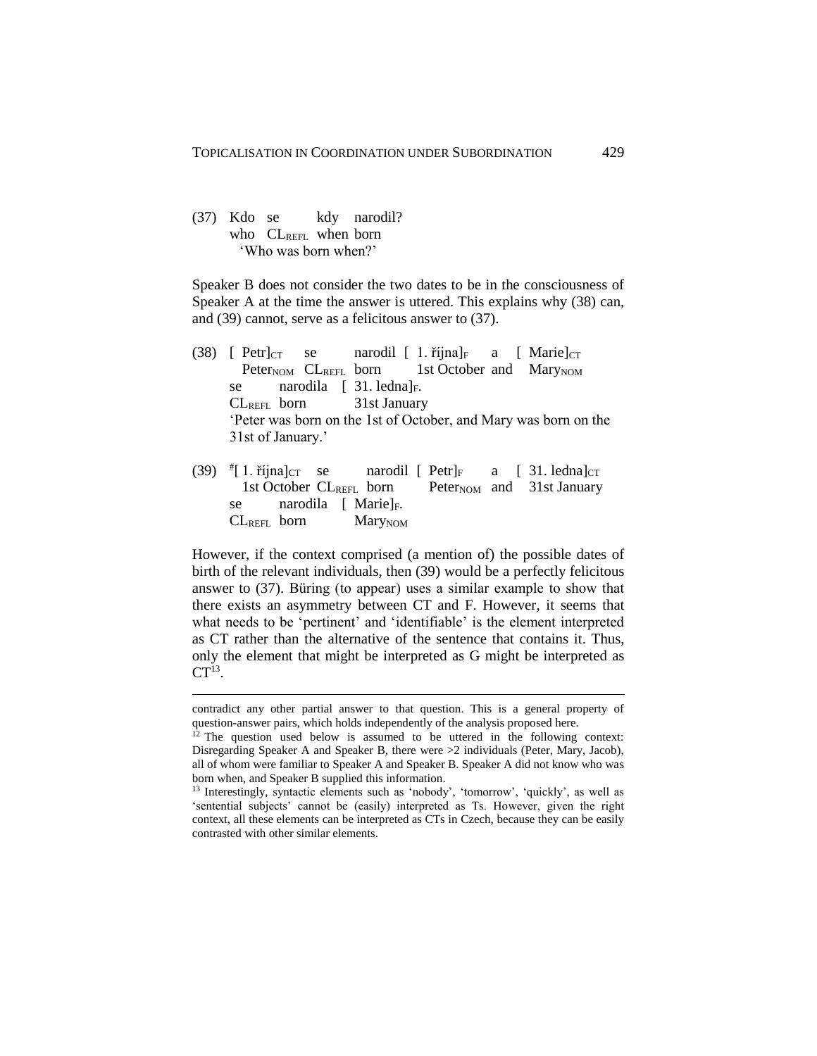(37) Kdo se kdy narodil?
 who $CL_{REFL}$ when born
 'Who was born when?'

Speaker B does not consider the two dates to be in the consciousness of Speaker A at the time the answer is uttered. This explains why (38) can, and (39) cannot, serve as a felicitous answer to (37).

(38) [ Petr]$_{CT}$ se narodil [ 1. října]$_{F}$ a [ Marie]$_{CT}$
 $Peter_{NOM}$ $CL_{REFL}$ born 1st October and $Mary_{NOM}$
 se narodila [ 31. ledna]$_{F}$.
 $CL_{REFL}$ born 31st January
 'Peter was born on the 1st of October, and Mary was born on the 31st of January.'

(39) #[ 1. října]$_{CT}$ se narodil [ Petr]$_{F}$ a [ 31. ledna]$_{CT}$
 1st October $CL_{REFL}$ born $Peter_{NOM}$ and 31st January
 se narodila [ Marie]$_{F}$.
 $CL_{REFL}$ born $Mary_{NOM}$

However, if the context comprised (a mention of) the possible dates of birth of the relevant individuals, then (39) would be a perfectly felicitous answer to (37). Büring (to appear) uses a similar example to show that there exists an asymmetry between CT and F. However, it seems that what needs to be 'pertinent' and 'identifiable' is the element interpreted as CT rather than the alternative of the sentence that contains it. Thus, only the element that might be interpreted as G might be interpreted as CT[13].

---

contradict any other partial answer to that question. This is a general property of question-answer pairs, which holds independently of the analysis proposed here.

[12] The question used below is assumed to be uttered in the following context: Disregarding Speaker A and Speaker B, there were >2 individuals (Peter, Mary, Jacob), all of whom were familiar to Speaker A and Speaker B. Speaker A did not know who was born when, and Speaker B supplied this information.

[13] Interestingly, syntactic elements such as 'nobody', 'tomorrow', 'quickly', as well as 'sentential subjects' cannot be (easily) interpreted as Ts. However, given the right context, all these elements can be interpreted as CTs in Czech, because they can be easily contrasted with other similar elements.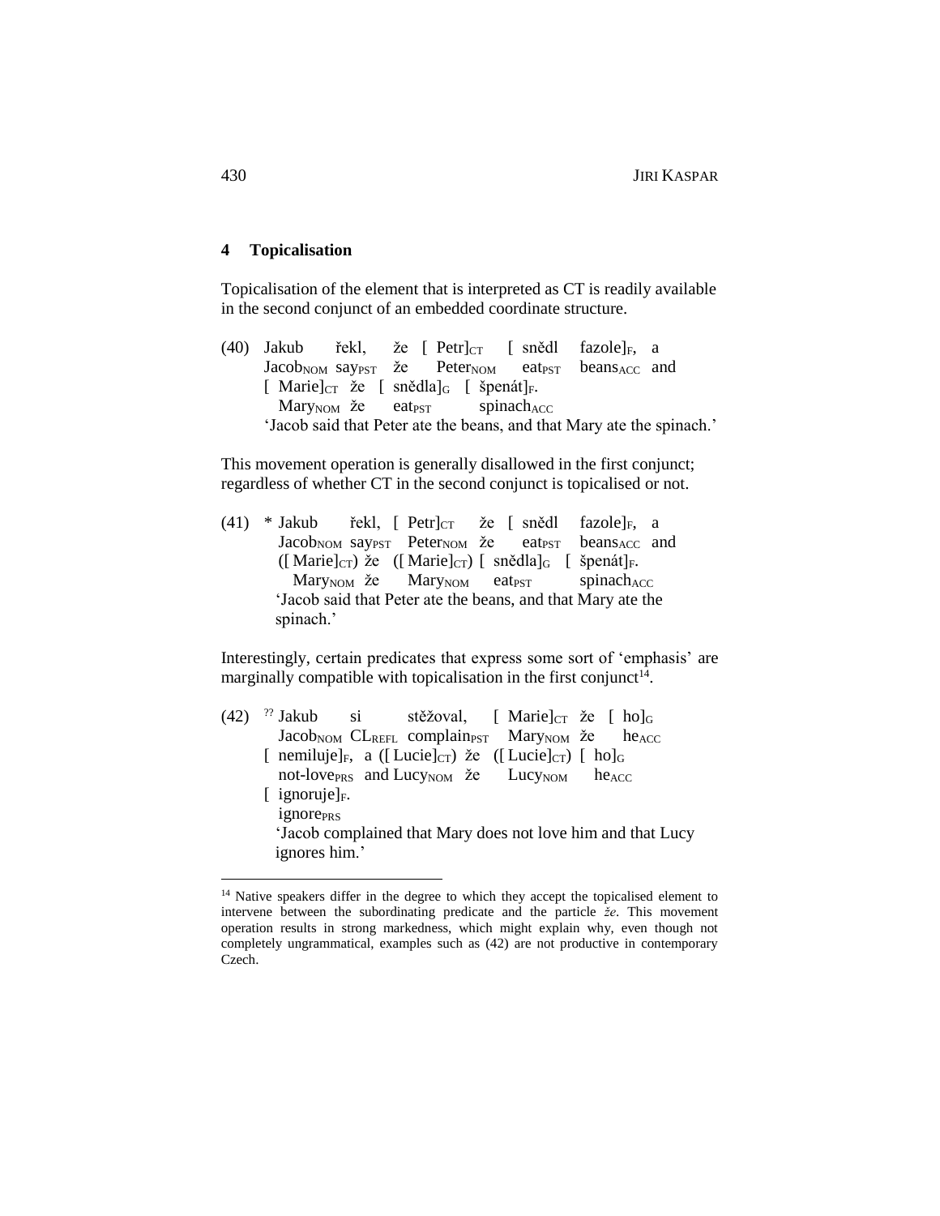## 4 Topicalisation

Topicalisation of the element that is interpreted as CT is readily available in the second conjunct of an embedded coordinate structure.

(40) Jakub řekl, že [ Petr]$_{CT}$ [ snědl fazole]$_{F}$, a
Jacob$_{NOM}$ say$_{PST}$ že Peter$_{NOM}$ eat$_{PST}$ beans$_{ACC}$ and
[ Marie]$_{CT}$ že [ snědla]$_{G}$ [ špenát]$_{F}$.
Mary$_{NOM}$ že eat$_{PST}$ spinach$_{ACC}$
'Jacob said that Peter ate the beans, and that Mary ate the spinach.'

This movement operation is generally disallowed in the first conjunct; regardless of whether CT in the second conjunct is topicalised or not.

(41) * Jakub řekl, [ Petr]$_{CT}$ že [ snědl fazole]$_{F}$, a
Jacob$_{NOM}$ say$_{PST}$ Peter$_{NOM}$ že eat$_{PST}$ beans$_{ACC}$ and
([ Marie]$_{CT}$) že ([ Marie]$_{CT}$) [ snědla]$_{G}$ [ špenát]$_{F}$.
Mary$_{NOM}$ že Mary$_{NOM}$ eat$_{PST}$ spinach$_{ACC}$
'Jacob said that Peter ate the beans, and that Mary ate the spinach.'

Interestingly, certain predicates that express some sort of 'emphasis' are marginally compatible with topicalisation in the first conjunct[14].

(42) ?? Jakub si stěžoval, [ Marie]$_{CT}$ že [ ho]$_{G}$
Jacob$_{NOM}$ CL$_{REFL}$ complain$_{PST}$ Mary$_{NOM}$ že he$_{ACC}$
[ nemiluje]$_{F}$, a ([ Lucie]$_{CT}$) že ([ Lucie]$_{CT}$) [ ho]$_{G}$
not-love$_{PRS}$ and Lucy$_{NOM}$ že Lucy$_{NOM}$ he$_{ACC}$
[ ignoruje]$_{F}$.
ignore$_{PRS}$
'Jacob complained that Mary does not love him and that Lucy ignores him.'

---

[14] Native speakers differ in the degree to which they accept the topicalised element to intervene between the subordinating predicate and the particle *že*. This movement operation results in strong markedness, which might explain why, even though not completely ungrammatical, examples such as (42) are not productive in contemporary Czech.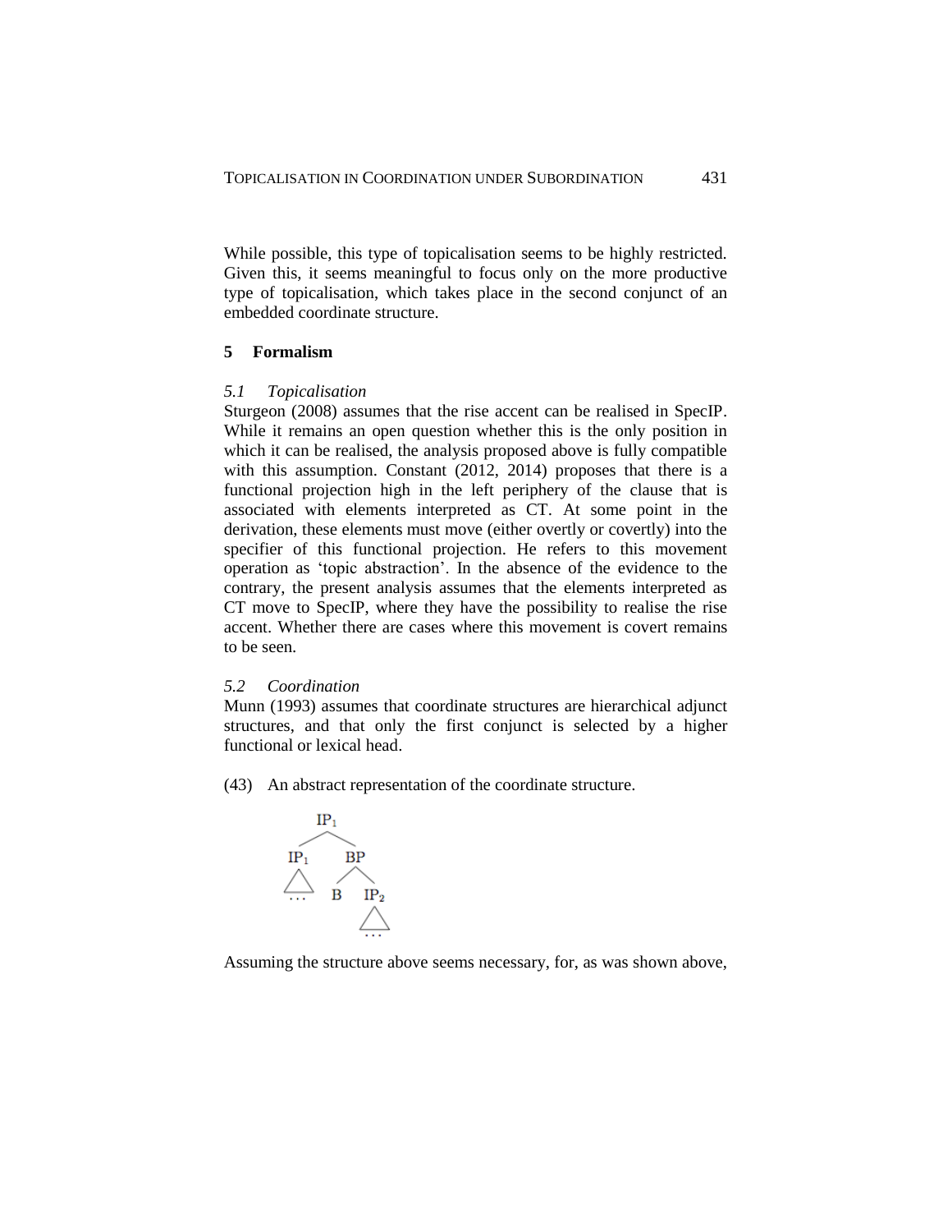While possible, this type of topicalisation seems to be highly restricted. Given this, it seems meaningful to focus only on the more productive type of topicalisation, which takes place in the second conjunct of an embedded coordinate structure.

## 5 Formalism

### *5.1 Topicalisation*

Sturgeon (2008) assumes that the rise accent can be realised in SpecIP. While it remains an open question whether this is the only position in which it can be realised, the analysis proposed above is fully compatible with this assumption. Constant (2012, 2014) proposes that there is a functional projection high in the left periphery of the clause that is associated with elements interpreted as CT. At some point in the derivation, these elements must move (either overtly or covertly) into the specifier of this functional projection. He refers to this movement operation as 'topic abstraction'. In the absence of the evidence to the contrary, the present analysis assumes that the elements interpreted as CT move to SpecIP, where they have the possibility to realise the rise accent. Whether there are cases where this movement is covert remains to be seen.

### *5.2 Coordination*

Munn (1993) assumes that coordinate structures are hierarchical adjunct structures, and that only the first conjunct is selected by a higher functional or lexical head.

(43) An abstract representation of the coordinate structure.

```
        IP1
       /   \
     IP1    BP
     ...   /  \
          B    IP2
               ...
```

Assuming the structure above seems necessary, for, as was shown above,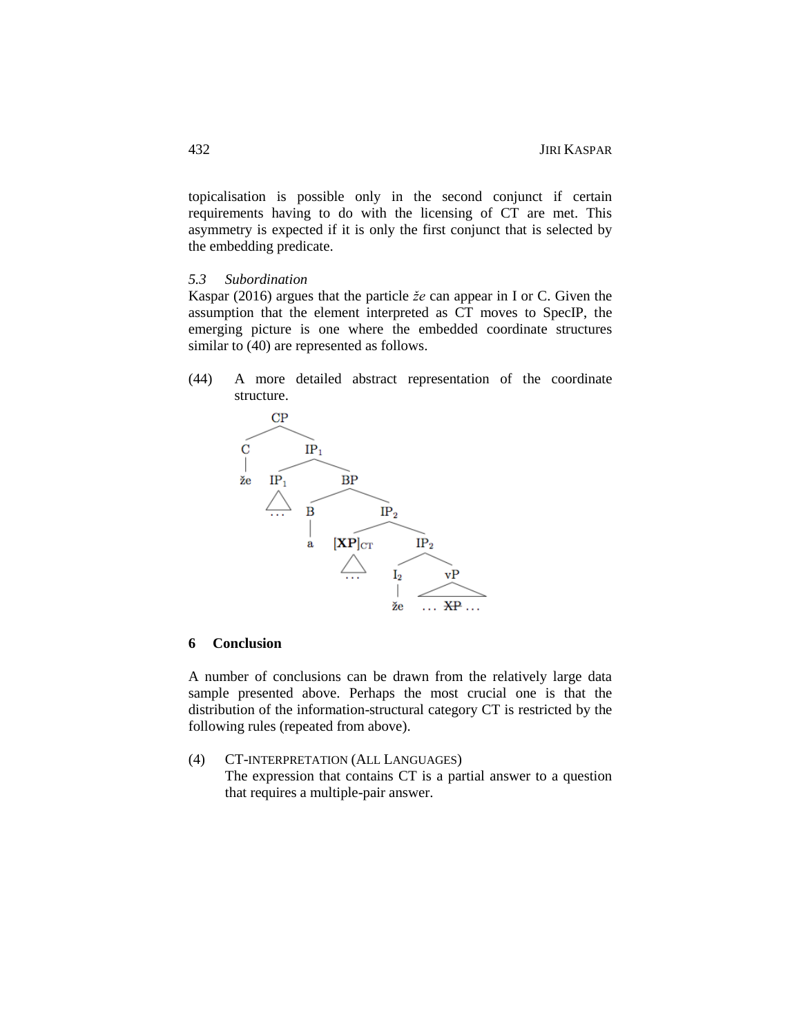topicalisation is possible only in the second conjunct if certain requirements having to do with the licensing of CT are met. This asymmetry is expected if it is only the first conjunct that is selected by the embedding predicate.

### 5.3 *Subordination*

Kaspar (2016) argues that the particle *že* can appear in I or C. Given the assumption that the element interpreted as CT moves to SpecIP, the emerging picture is one where the embedded coordinate structures similar to (40) are represented as follows.

(44) A more detailed abstract representation of the coordinate structure.

```
CP
├── C
│   └── že
└── IP1
    ├── IP1
    │   └── △ ...
    └── BP
        ├── B
        │   └── a
        └── IP2
            ├── [XP]CT
            │   └── △ ...
            └── IP2
                ├── I2
                │   └── že
                └── vP
                    └── △ ... XP ...  (XP struck through)
```

## 6 Conclusion

A number of conclusions can be drawn from the relatively large data sample presented above. Perhaps the most crucial one is that the distribution of the information-structural category CT is restricted by the following rules (repeated from above).

(4) CT-INTERPRETATION (ALL LANGUAGES)
The expression that contains CT is a partial answer to a question that requires a multiple-pair answer.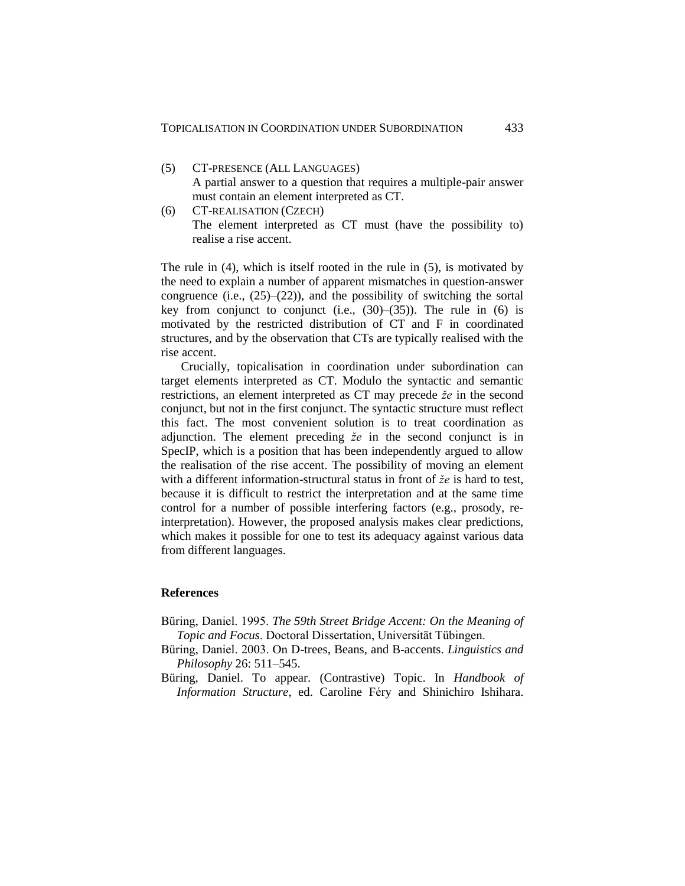(5) CT-PRESENCE (ALL LANGUAGES)
A partial answer to a question that requires a multiple-pair answer must contain an element interpreted as CT.

(6) CT-REALISATION (CZECH)
The element interpreted as CT must (have the possibility to) realise a rise accent.

The rule in (4), which is itself rooted in the rule in (5), is motivated by the need to explain a number of apparent mismatches in question-answer congruence (i.e., (25)–(22)), and the possibility of switching the sortal key from conjunct to conjunct (i.e., (30)–(35)). The rule in (6) is motivated by the restricted distribution of CT and F in coordinated structures, and by the observation that CTs are typically realised with the rise accent.

Crucially, topicalisation in coordination under subordination can target elements interpreted as CT. Modulo the syntactic and semantic restrictions, an element interpreted as CT may precede *že* in the second conjunct, but not in the first conjunct. The syntactic structure must reflect this fact. The most convenient solution is to treat coordination as adjunction. The element preceding *že* in the second conjunct is in SpecIP, which is a position that has been independently argued to allow the realisation of the rise accent. The possibility of moving an element with a different information-structural status in front of *že* is hard to test, because it is difficult to restrict the interpretation and at the same time control for a number of possible interfering factors (e.g., prosody, re-interpretation). However, the proposed analysis makes clear predictions, which makes it possible for one to test its adequacy against various data from different languages.

## References

Büring, Daniel. 1995. *The 59th Street Bridge Accent: On the Meaning of Topic and Focus*. Doctoral Dissertation, Universität Tübingen.

Büring, Daniel. 2003. On D-trees, Beans, and B-accents. *Linguistics and Philosophy* 26: 511–545.

Büring, Daniel. To appear. (Contrastive) Topic. In *Handbook of Information Structure*, ed. Caroline Féry and Shinichiro Ishihara.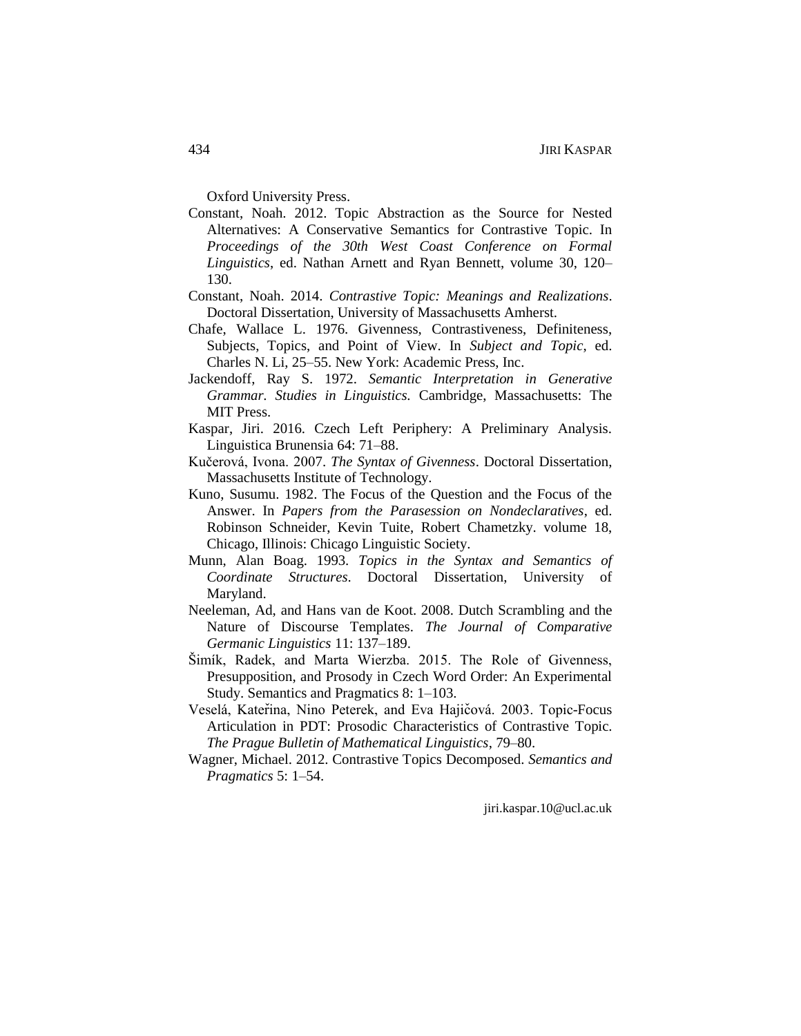Oxford University Press.

Constant, Noah. 2012. Topic Abstraction as the Source for Nested Alternatives: A Conservative Semantics for Contrastive Topic. In *Proceedings of the 30th West Coast Conference on Formal Linguistics*, ed. Nathan Arnett and Ryan Bennett, volume 30, 120–130.

Constant, Noah. 2014. *Contrastive Topic: Meanings and Realizations*. Doctoral Dissertation, University of Massachusetts Amherst.

Chafe, Wallace L. 1976. Givenness, Contrastiveness, Definiteness, Subjects, Topics, and Point of View. In *Subject and Topic*, ed. Charles N. Li, 25–55. New York: Academic Press, Inc.

Jackendoff, Ray S. 1972. *Semantic Interpretation in Generative Grammar. Studies in Linguistics*. Cambridge, Massachusetts: The MIT Press.

Kaspar, Jiri. 2016. Czech Left Periphery: A Preliminary Analysis. Linguistica Brunensia 64: 71–88.

Kučerová, Ivona. 2007. *The Syntax of Givenness*. Doctoral Dissertation, Massachusetts Institute of Technology.

Kuno, Susumu. 1982. The Focus of the Question and the Focus of the Answer. In *Papers from the Parasession on Nondeclaratives*, ed. Robinson Schneider, Kevin Tuite, Robert Chametzky. volume 18, Chicago, Illinois: Chicago Linguistic Society.

Munn, Alan Boag. 1993. *Topics in the Syntax and Semantics of Coordinate Structures*. Doctoral Dissertation, University of Maryland.

Neeleman, Ad, and Hans van de Koot. 2008. Dutch Scrambling and the Nature of Discourse Templates. *The Journal of Comparative Germanic Linguistics* 11: 137–189.

Šimík, Radek, and Marta Wierzba. 2015. The Role of Givenness, Presupposition, and Prosody in Czech Word Order: An Experimental Study. Semantics and Pragmatics 8: 1–103.

Veselá, Kateřina, Nino Peterek, and Eva Hajičová. 2003. Topic-Focus Articulation in PDT: Prosodic Characteristics of Contrastive Topic. *The Prague Bulletin of Mathematical Linguistics*, 79–80.

Wagner, Michael. 2012. Contrastive Topics Decomposed. *Semantics and Pragmatics* 5: 1–54.

jiri.kaspar.10@ucl.ac.uk